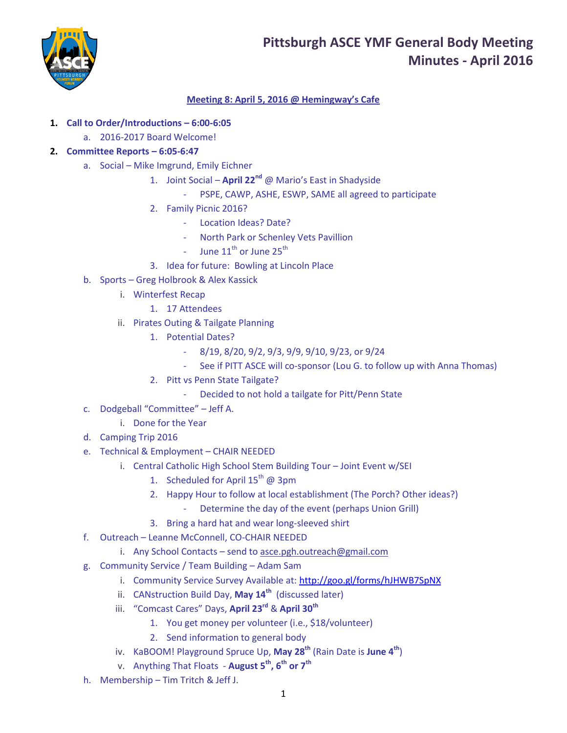# Pittsburgh ASCE YMF General Body Meeting
## Minutes - April 2016

**Meeting 8: April 5, 2016 @ Hemingway's Cafe**

1. **Call to Order/Introductions – 6:00-6:05**
   a. 2016-2017 Board Welcome!
2. **Committee Reports – 6:05-6:47**
   a. Social – Mike Imgrund, Emily Eichner
      1. Joint Social – **April 22nd** @ Mario's East in Shadyside
         - PSPE, CAWP, ASHE, ESWP, SAME all agreed to participate
      2. Family Picnic 2016?
         - Location Ideas? Date?
         - North Park or Schenley Vets Pavillion
         - June 11th or June 25th
      3. Idea for future: Bowling at Lincoln Place
   b. Sports – Greg Holbrook & Alex Kassick
      i. Winterfest Recap
         1. 17 Attendees
      ii. Pirates Outing & Tailgate Planning
         1. Potential Dates?
            - 8/19, 8/20, 9/2, 9/3, 9/9, 9/10, 9/23, or 9/24
            - See if PITT ASCE will co-sponsor (Lou G. to follow up with Anna Thomas)
         2. Pitt vs Penn State Tailgate?
            - Decided to not hold a tailgate for Pitt/Penn State
   c. Dodgeball "Committee" – Jeff A.
      i. Done for the Year
   d. Camping Trip 2016
   e. Technical & Employment – CHAIR NEEDED
      i. Central Catholic High School Stem Building Tour – Joint Event w/SEI
         1. Scheduled for April 15th @ 3pm
         2. Happy Hour to follow at local establishment (The Porch? Other ideas?)
            - Determine the day of the event (perhaps Union Grill)
         3. Bring a hard hat and wear long-sleeved shirt
   f. Outreach – Leanne McConnell, CO-CHAIR NEEDED
      i. Any School Contacts – send to asce.pgh.outreach@gmail.com
   g. Community Service / Team Building – Adam Sam
      i. Community Service Survey Available at: http://goo.gl/forms/hJHWB7SpNX
      ii. CANstruction Build Day, **May 14th** (discussed later)
      iii. "Comcast Cares" Days, **April 23rd** & **April 30th**
         1. You get money per volunteer (i.e., $18/volunteer)
         2. Send information to general body
      iv. KaBOOM! Playground Spruce Up, **May 28th** (Rain Date is **June 4th**)
      v. Anything That Floats - **August 5th, 6th or 7th**
   h. Membership – Tim Tritch & Jeff J.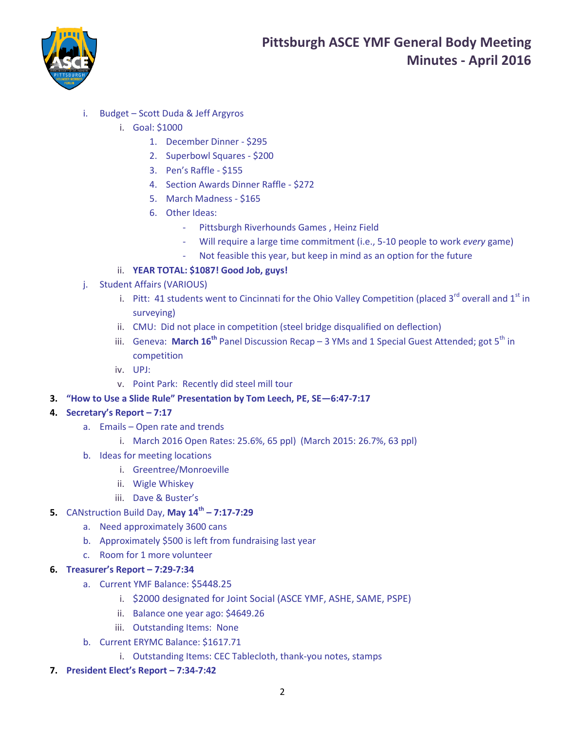i. Budget – Scott Duda & Jeff Argyros
    i. Goal: $1000
        1. December Dinner - $295
        2. Superbowl Squares - $200
        3. Pen's Raffle - $155
        4. Section Awards Dinner Raffle - $272
        5. March Madness - $165
        6. Other Ideas:
            - Pittsburgh Riverhounds Games , Heinz Field
            - Will require a large time commitment (i.e., 5-10 people to work *every* game)
            - Not feasible this year, but keep in mind as an option for the future
    ii. **YEAR TOTAL: $1087! Good Job, guys!**

j. Student Affairs (VARIOUS)
    i. Pitt: 41 students went to Cincinnati for the Ohio Valley Competition (placed 3rd overall and 1st in surveying)
    ii. CMU: Did not place in competition (steel bridge disqualified on deflection)
    iii. Geneva: **March 16th** Panel Discussion Recap – 3 YMs and 1 Special Guest Attended; got 5th in competition
    iv. UPJ:
    v. Point Park: Recently did steel mill tour

**3. "How to Use a Slide Rule" Presentation by Tom Leech, PE, SE—6:47-7:17**

**4. Secretary's Report – 7:17**
  a. Emails – Open rate and trends
      i. March 2016 Open Rates: 25.6%, 65 ppl) (March 2015: 26.7%, 63 ppl)
  b. Ideas for meeting locations
      i. Greentree/Monroeville
      ii. Wigle Whiskey
      iii. Dave & Buster's

**5.** CANstruction Build Day, **May 14th – 7:17-7:29**
  a. Need approximately 3600 cans
  b. Approximately $500 is left from fundraising last year
  c. Room for 1 more volunteer

**6. Treasurer's Report – 7:29-7:34**
  a. Current YMF Balance: $5448.25
      i. $2000 designated for Joint Social (ASCE YMF, ASHE, SAME, PSPE)
      ii. Balance one year ago: $4649.26
      iii. Outstanding Items: None
  b. Current ERYMC Balance: $1617.71
      i. Outstanding Items: CEC Tablecloth, thank-you notes, stamps

**7. President Elect's Report – 7:34-7:42**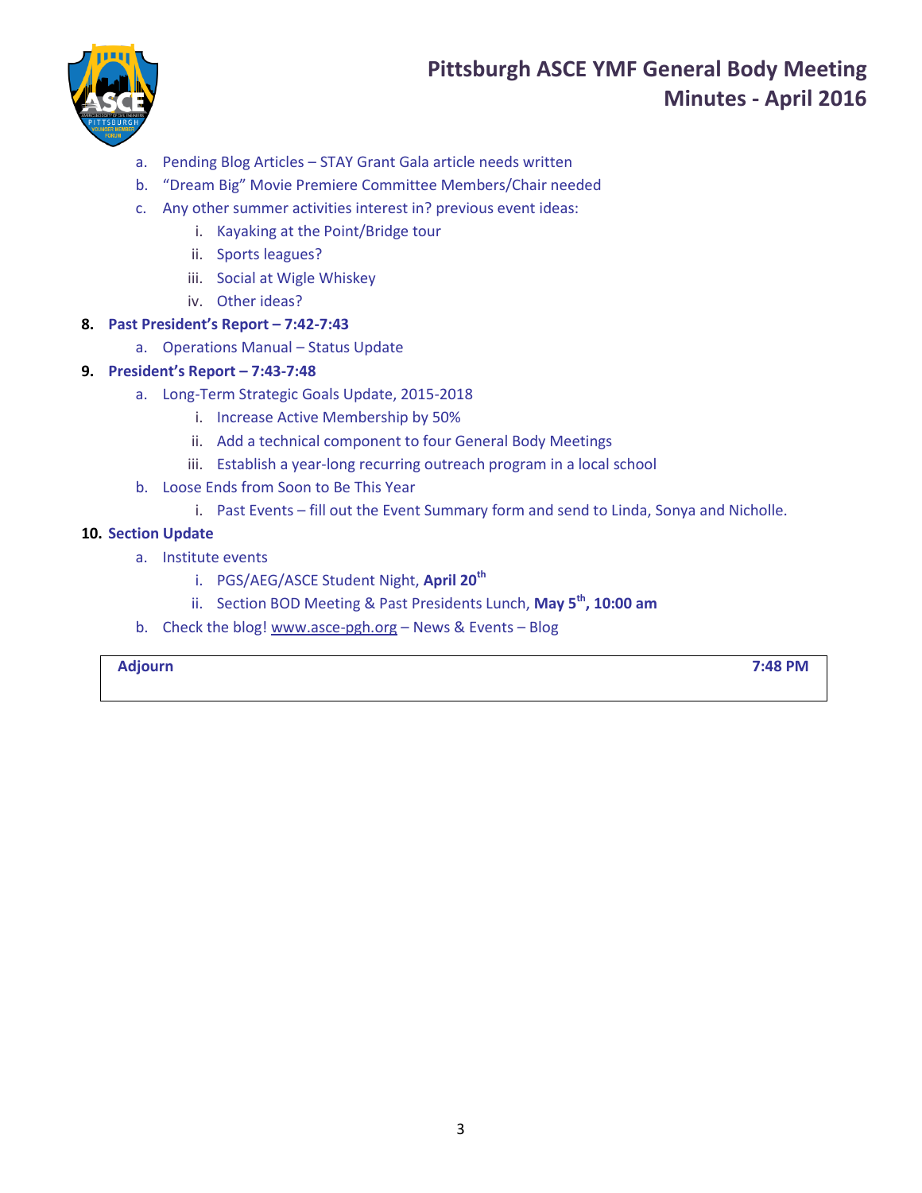a. Pending Blog Articles – STAY Grant Gala article needs written
b. "Dream Big" Movie Premiere Committee Members/Chair needed
c. Any other summer activities interest in? previous event ideas:
    i. Kayaking at the Point/Bridge tour
    ii. Sports leagues?
    iii. Social at Wigle Whiskey
    iv. Other ideas?

**8. Past President's Report – 7:42-7:43**

a. Operations Manual – Status Update

**9. President's Report – 7:43-7:48**

a. Long-Term Strategic Goals Update, 2015-2018
    i. Increase Active Membership by 50%
    ii. Add a technical component to four General Body Meetings
    iii. Establish a year-long recurring outreach program in a local school
b. Loose Ends from Soon to Be This Year
    i. Past Events – fill out the Event Summary form and send to Linda, Sonya and Nicholle.

**10. Section Update**

a. Institute events
    i. PGS/AEG/ASCE Student Night, **April 20th**
    ii. Section BOD Meeting & Past Presidents Lunch, **May 5th, 10:00 am**
b. Check the blog! www.asce-pgh.org – News & Events – Blog

| | |
|---|---|
| **Adjourn** | **7:48 PM** |